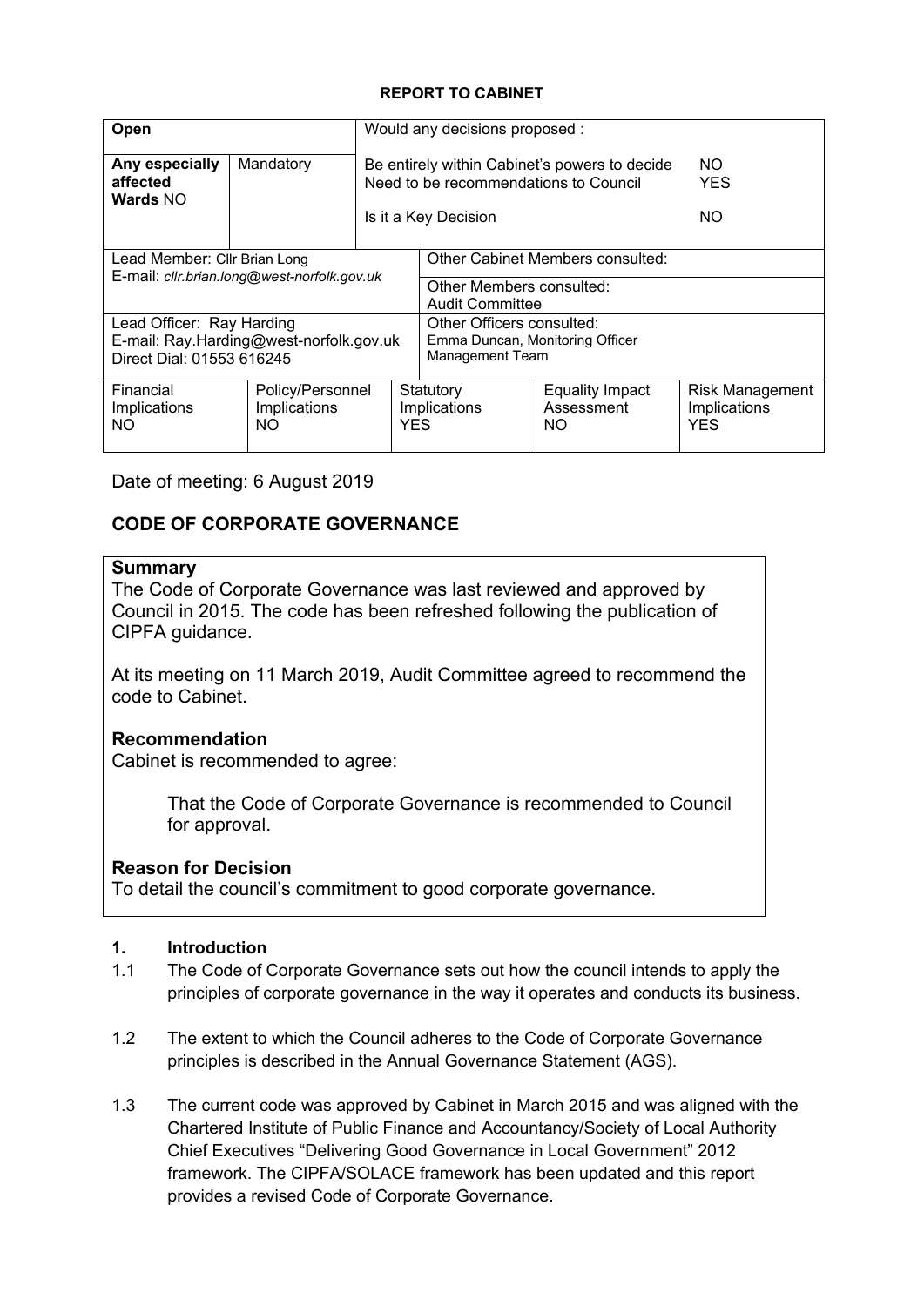**REPORT TO CABINET**

| Open | | Would any decisions proposed : | |
|---|---|---|---|
| **Any especially affected Wards** NO | Mandatory | Be entirely within Cabinet's powers to decide<br>Need to be recommendations to Council<br><br>Is it a Key Decision | NO<br>YES<br><br>NO |

| | |
|---|---|
| Lead Member: Cllr Brian Long<br>E-mail: *cllr.brian.long@west-norfolk.gov.uk* | Other Cabinet Members consulted: |
| | Other Members consulted:<br>Audit Committee |
| Lead Officer: Ray Harding<br>E-mail: Ray.Harding@west-norfolk.gov.uk<br>Direct Dial: 01553 616245 | Other Officers consulted:<br>Emma Duncan, Monitoring Officer<br>Management Team |

| Financial Implications | Policy/Personnel Implications | Statutory Implications | Equality Impact Assessment | Risk Management Implications |
|---|---|---|---|---|
| NO | NO | YES | NO | YES |

Date of meeting: 6 August 2019

## CODE OF CORPORATE GOVERNANCE

### Summary

The Code of Corporate Governance was last reviewed and approved by Council in 2015. The code has been refreshed following the publication of CIPFA guidance.

At its meeting on 11 March 2019, Audit Committee agreed to recommend the code to Cabinet.

### Recommendation

Cabinet is recommended to agree:

> That the Code of Corporate Governance is recommended to Council for approval.

### Reason for Decision

To detail the council's commitment to good corporate governance.

### 1. Introduction

1.1 The Code of Corporate Governance sets out how the council intends to apply the principles of corporate governance in the way it operates and conducts its business.

1.2 The extent to which the Council adheres to the Code of Corporate Governance principles is described in the Annual Governance Statement (AGS).

1.3 The current code was approved by Cabinet in March 2015 and was aligned with the Chartered Institute of Public Finance and Accountancy/Society of Local Authority Chief Executives "Delivering Good Governance in Local Government" 2012 framework. The CIPFA/SOLACE framework has been updated and this report provides a revised Code of Corporate Governance.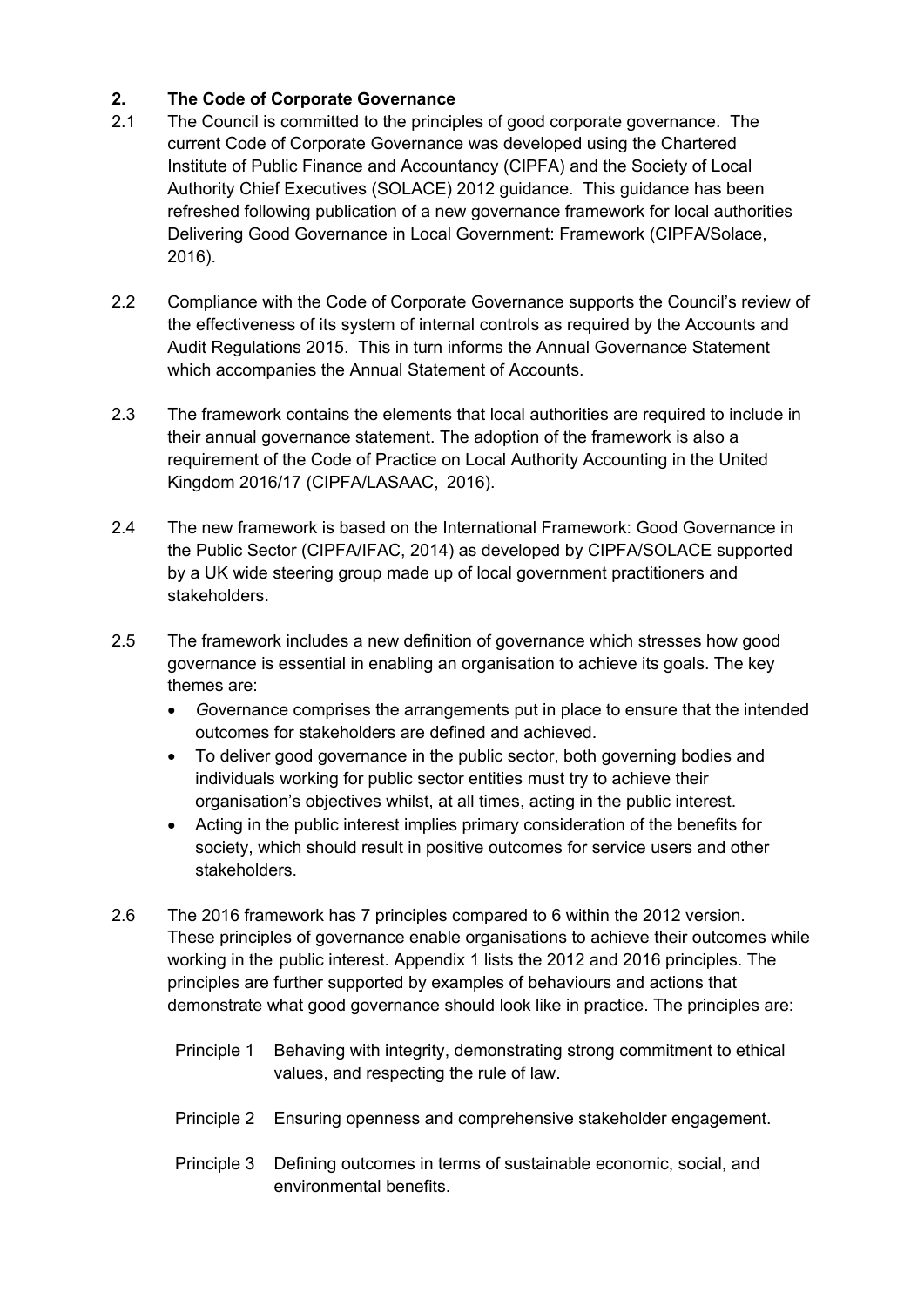## 2. The Code of Corporate Governance

2.1 The Council is committed to the principles of good corporate governance. The current Code of Corporate Governance was developed using the Chartered Institute of Public Finance and Accountancy (CIPFA) and the Society of Local Authority Chief Executives (SOLACE) 2012 guidance. This guidance has been refreshed following publication of a new governance framework for local authorities Delivering Good Governance in Local Government: Framework (CIPFA/Solace, 2016).

2.2 Compliance with the Code of Corporate Governance supports the Council's review of the effectiveness of its system of internal controls as required by the Accounts and Audit Regulations 2015. This in turn informs the Annual Governance Statement which accompanies the Annual Statement of Accounts.

2.3 The framework contains the elements that local authorities are required to include in their annual governance statement. The adoption of the framework is also a requirement of the Code of Practice on Local Authority Accounting in the United Kingdom 2016/17 (CIPFA/LASAAC, 2016).

2.4 The new framework is based on the International Framework: Good Governance in the Public Sector (CIPFA/IFAC, 2014) as developed by CIPFA/SOLACE supported by a UK wide steering group made up of local government practitioners and stakeholders.

2.5 The framework includes a new definition of governance which stresses how good governance is essential in enabling an organisation to achieve its goals. The key themes are:

- Governance comprises the arrangements put in place to ensure that the intended outcomes for stakeholders are defined and achieved.
- To deliver good governance in the public sector, both governing bodies and individuals working for public sector entities must try to achieve their organisation's objectives whilst, at all times, acting in the public interest.
- Acting in the public interest implies primary consideration of the benefits for society, which should result in positive outcomes for service users and other stakeholders.

2.6 The 2016 framework has 7 principles compared to 6 within the 2012 version. These principles of governance enable organisations to achieve their outcomes while working in the public interest. Appendix 1 lists the 2012 and 2016 principles. The principles are further supported by examples of behaviours and actions that demonstrate what good governance should look like in practice. The principles are:

Principle 1 Behaving with integrity, demonstrating strong commitment to ethical values, and respecting the rule of law.

Principle 2 Ensuring openness and comprehensive stakeholder engagement.

Principle 3 Defining outcomes in terms of sustainable economic, social, and environmental benefits.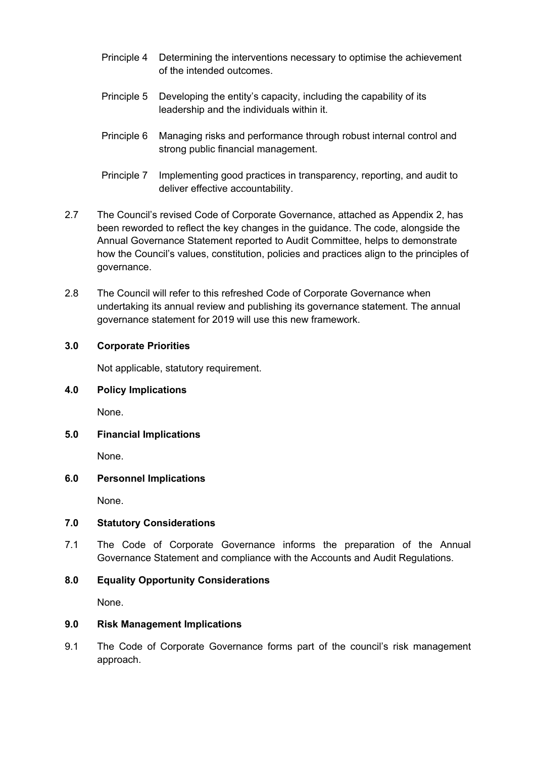| | |
|---|---|
| Principle 4 | Determining the interventions necessary to optimise the achievement of the intended outcomes. |
| Principle 5 | Developing the entity's capacity, including the capability of its leadership and the individuals within it. |
| Principle 6 | Managing risks and performance through robust internal control and strong public financial management. |
| Principle 7 | Implementing good practices in transparency, reporting, and audit to deliver effective accountability. |

2.7 The Council's revised Code of Corporate Governance, attached as Appendix 2, has been reworded to reflect the key changes in the guidance. The code, alongside the Annual Governance Statement reported to Audit Committee, helps to demonstrate how the Council's values, constitution, policies and practices align to the principles of governance.

2.8 The Council will refer to this refreshed Code of Corporate Governance when undertaking its annual review and publishing its governance statement. The annual governance statement for 2019 will use this new framework.

## 3.0 Corporate Priorities

Not applicable, statutory requirement.

## 4.0 Policy Implications

None.

## 5.0 Financial Implications

None.

## 6.0 Personnel Implications

None.

## 7.0 Statutory Considerations

7.1 The Code of Corporate Governance informs the preparation of the Annual Governance Statement and compliance with the Accounts and Audit Regulations.

## 8.0 Equality Opportunity Considerations

None.

## 9.0 Risk Management Implications

9.1 The Code of Corporate Governance forms part of the council's risk management approach.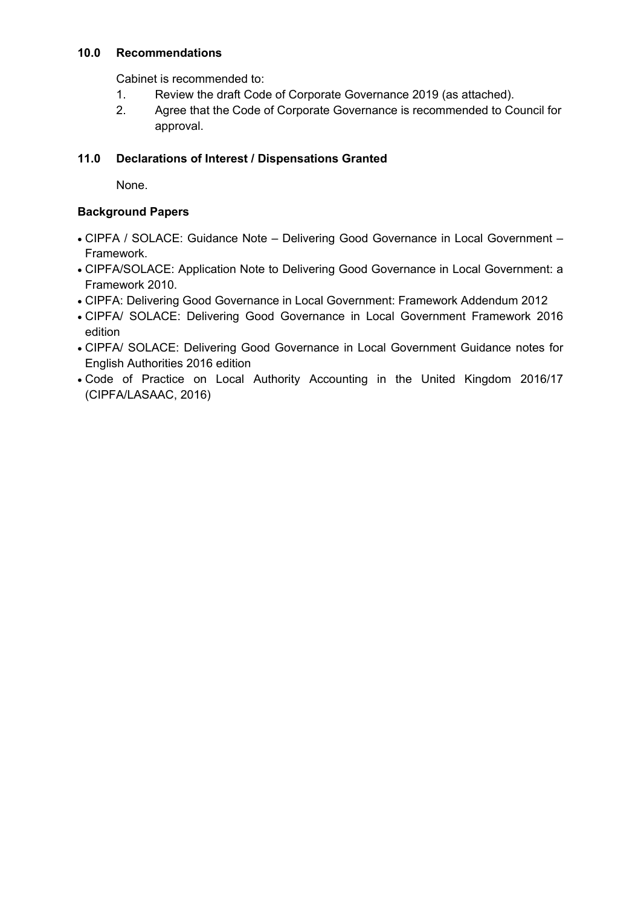## 10.0 Recommendations

Cabinet is recommended to:

1. Review the draft Code of Corporate Governance 2019 (as attached).
2. Agree that the Code of Corporate Governance is recommended to Council for approval.

## 11.0 Declarations of Interest / Dispensations Granted

None.

## Background Papers

- CIPFA / SOLACE: Guidance Note – Delivering Good Governance in Local Government – Framework.
- CIPFA/SOLACE: Application Note to Delivering Good Governance in Local Government: a Framework 2010.
- CIPFA: Delivering Good Governance in Local Government: Framework Addendum 2012
- CIPFA/ SOLACE: Delivering Good Governance in Local Government Framework 2016 edition
- CIPFA/ SOLACE: Delivering Good Governance in Local Government Guidance notes for English Authorities 2016 edition
- Code of Practice on Local Authority Accounting in the United Kingdom 2016/17 (CIPFA/LASAAC, 2016)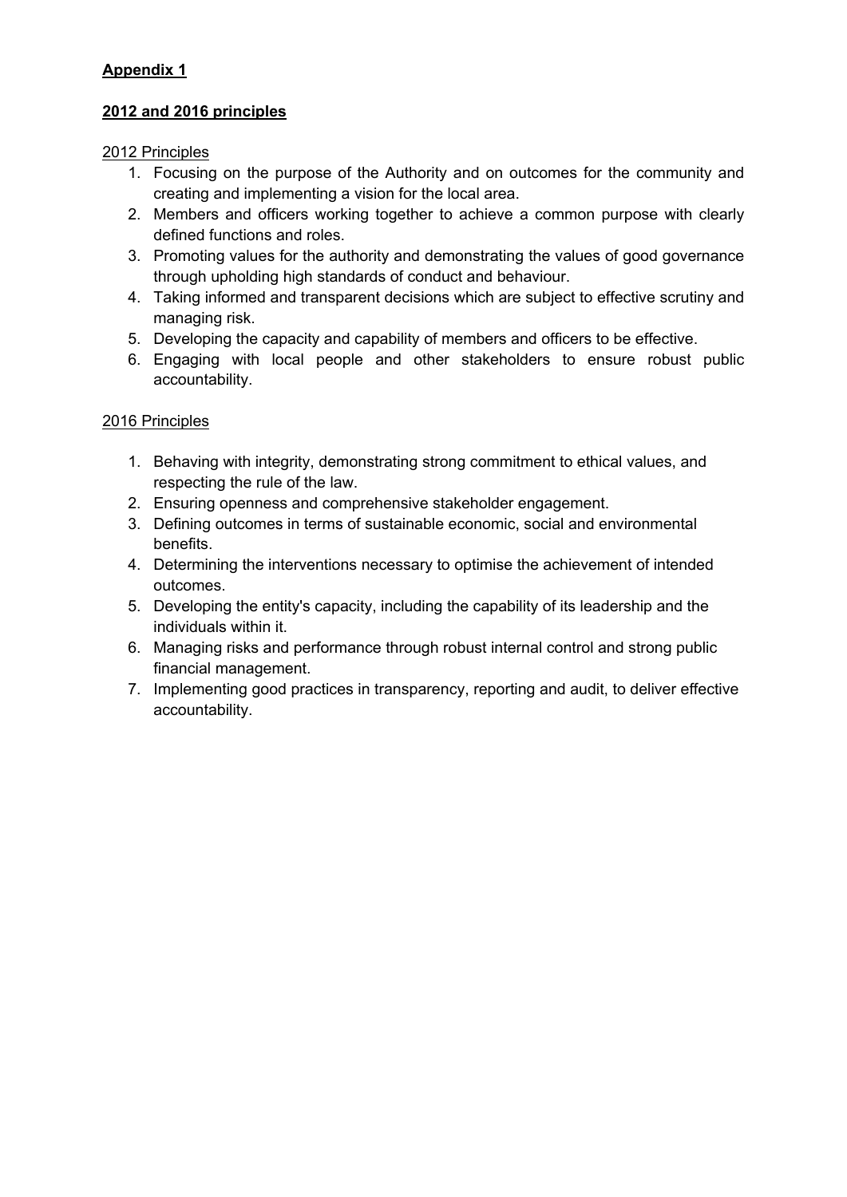**Appendix 1**

**2012 and 2016 principles**

2012 Principles

1. Focusing on the purpose of the Authority and on outcomes for the community and creating and implementing a vision for the local area.
2. Members and officers working together to achieve a common purpose with clearly defined functions and roles.
3. Promoting values for the authority and demonstrating the values of good governance through upholding high standards of conduct and behaviour.
4. Taking informed and transparent decisions which are subject to effective scrutiny and managing risk.
5. Developing the capacity and capability of members and officers to be effective.
6. Engaging with local people and other stakeholders to ensure robust public accountability.

2016 Principles

1. Behaving with integrity, demonstrating strong commitment to ethical values, and respecting the rule of the law.
2. Ensuring openness and comprehensive stakeholder engagement.
3. Defining outcomes in terms of sustainable economic, social and environmental benefits.
4. Determining the interventions necessary to optimise the achievement of intended outcomes.
5. Developing the entity's capacity, including the capability of its leadership and the individuals within it.
6. Managing risks and performance through robust internal control and strong public financial management.
7. Implementing good practices in transparency, reporting and audit, to deliver effective accountability.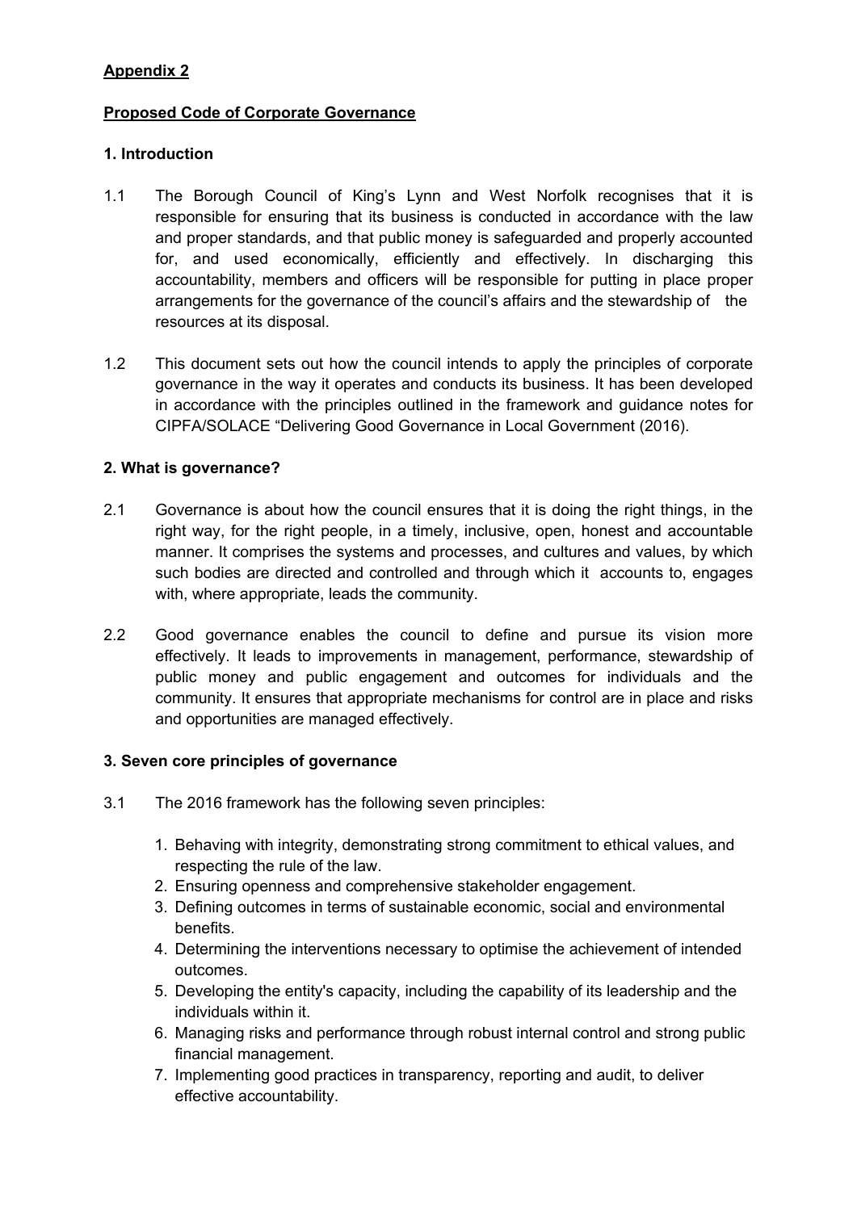**Appendix 2**

**Proposed Code of Corporate Governance**

**1. Introduction**

1.1 The Borough Council of King's Lynn and West Norfolk recognises that it is responsible for ensuring that its business is conducted in accordance with the law and proper standards, and that public money is safeguarded and properly accounted for, and used economically, efficiently and effectively. In discharging this accountability, members and officers will be responsible for putting in place proper arrangements for the governance of the council's affairs and the stewardship of the resources at its disposal.

1.2 This document sets out how the council intends to apply the principles of corporate governance in the way it operates and conducts its business. It has been developed in accordance with the principles outlined in the framework and guidance notes for CIPFA/SOLACE "Delivering Good Governance in Local Government (2016).

**2. What is governance?**

2.1 Governance is about how the council ensures that it is doing the right things, in the right way, for the right people, in a timely, inclusive, open, honest and accountable manner. It comprises the systems and processes, and cultures and values, by which such bodies are directed and controlled and through which it accounts to, engages with, where appropriate, leads the community.

2.2 Good governance enables the council to define and pursue its vision more effectively. It leads to improvements in management, performance, stewardship of public money and public engagement and outcomes for individuals and the community. It ensures that appropriate mechanisms for control are in place and risks and opportunities are managed effectively.

**3. Seven core principles of governance**

3.1 The 2016 framework has the following seven principles:

1. Behaving with integrity, demonstrating strong commitment to ethical values, and respecting the rule of the law.
2. Ensuring openness and comprehensive stakeholder engagement.
3. Defining outcomes in terms of sustainable economic, social and environmental benefits.
4. Determining the interventions necessary to optimise the achievement of intended outcomes.
5. Developing the entity's capacity, including the capability of its leadership and the individuals within it.
6. Managing risks and performance through robust internal control and strong public financial management.
7. Implementing good practices in transparency, reporting and audit, to deliver effective accountability.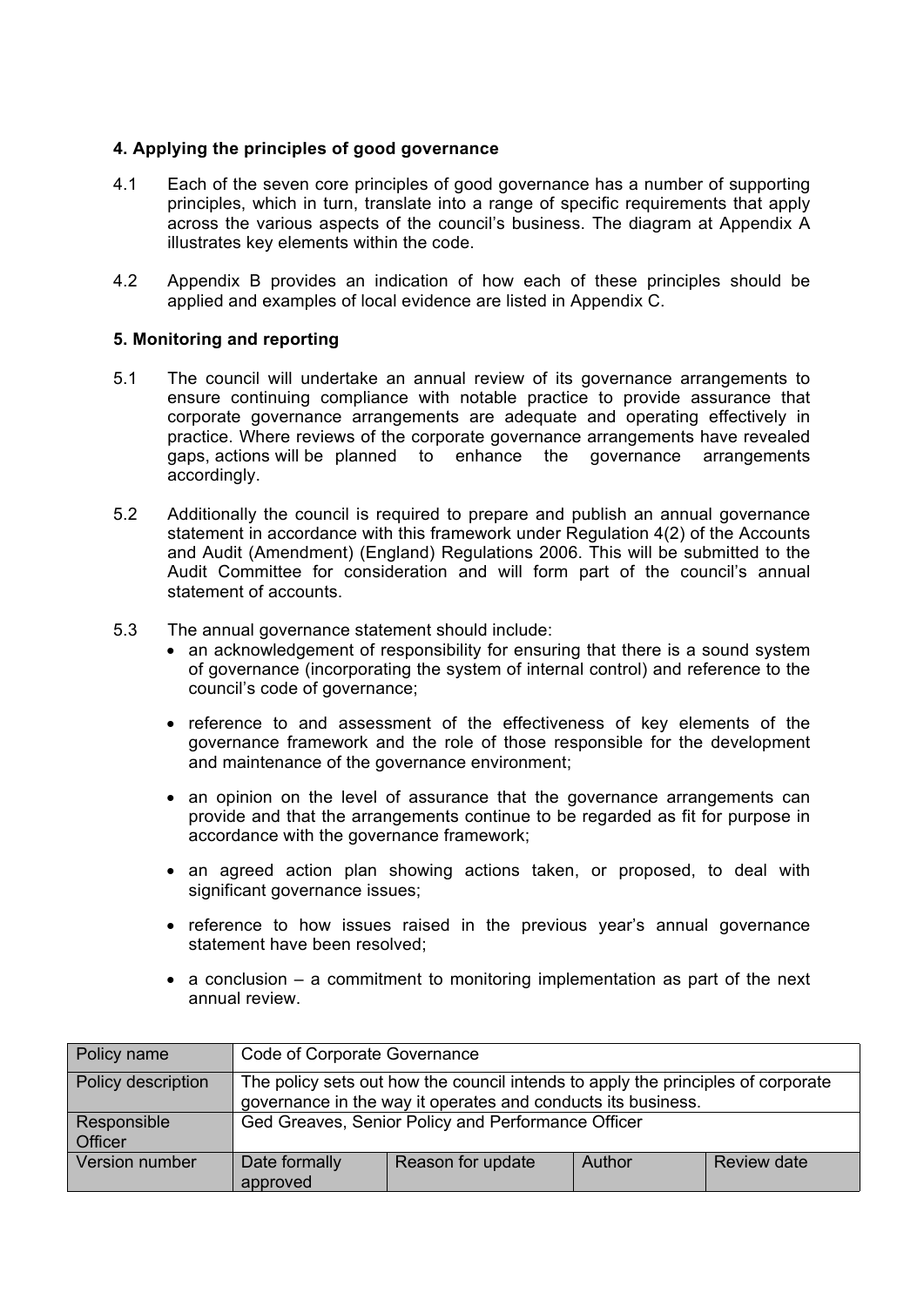### 4. Applying the principles of good governance

4.1 Each of the seven core principles of good governance has a number of supporting principles, which in turn, translate into a range of specific requirements that apply across the various aspects of the council's business. The diagram at Appendix A illustrates key elements within the code.

4.2 Appendix B provides an indication of how each of these principles should be applied and examples of local evidence are listed in Appendix C.

### 5. Monitoring and reporting

5.1 The council will undertake an annual review of its governance arrangements to ensure continuing compliance with notable practice to provide assurance that corporate governance arrangements are adequate and operating effectively in practice. Where reviews of the corporate governance arrangements have revealed gaps, actions will be planned to enhance the governance arrangements accordingly.

5.2 Additionally the council is required to prepare and publish an annual governance statement in accordance with this framework under Regulation 4(2) of the Accounts and Audit (Amendment) (England) Regulations 2006. This will be submitted to the Audit Committee for consideration and will form part of the council's annual statement of accounts.

5.3 The annual governance statement should include:

- an acknowledgement of responsibility for ensuring that there is a sound system of governance (incorporating the system of internal control) and reference to the council's code of governance;
- reference to and assessment of the effectiveness of key elements of the governance framework and the role of those responsible for the development and maintenance of the governance environment;
- an opinion on the level of assurance that the governance arrangements can provide and that the arrangements continue to be regarded as fit for purpose in accordance with the governance framework;
- an agreed action plan showing actions taken, or proposed, to deal with significant governance issues;
- reference to how issues raised in the previous year's annual governance statement have been resolved;
- a conclusion – a commitment to monitoring implementation as part of the next annual review.

| Policy name | Code of Corporate Governance | | | |
|---|---|---|---|---|
| Policy description | The policy sets out how the council intends to apply the principles of corporate governance in the way it operates and conducts its business. | | | |
| Responsible Officer | Ged Greaves, Senior Policy and Performance Officer | | | |
| Version number | Date formally approved | Reason for update | Author | Review date |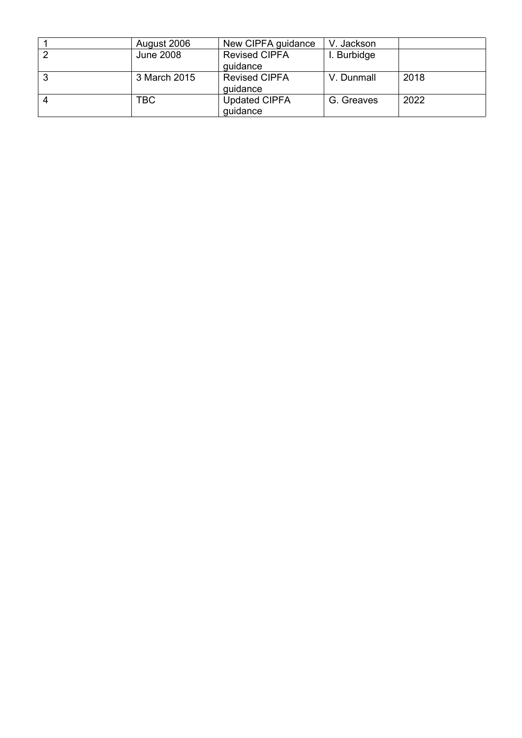| | | | | |
|---|---|---|---|---|
| 1 | August 2006 | New CIPFA guidance | V. Jackson | |
| 2 | June 2008 | Revised CIPFA guidance | I. Burbidge | |
| 3 | 3 March 2015 | Revised CIPFA guidance | V. Dunmall | 2018 |
| 4 | TBC | Updated CIPFA guidance | G. Greaves | 2022 |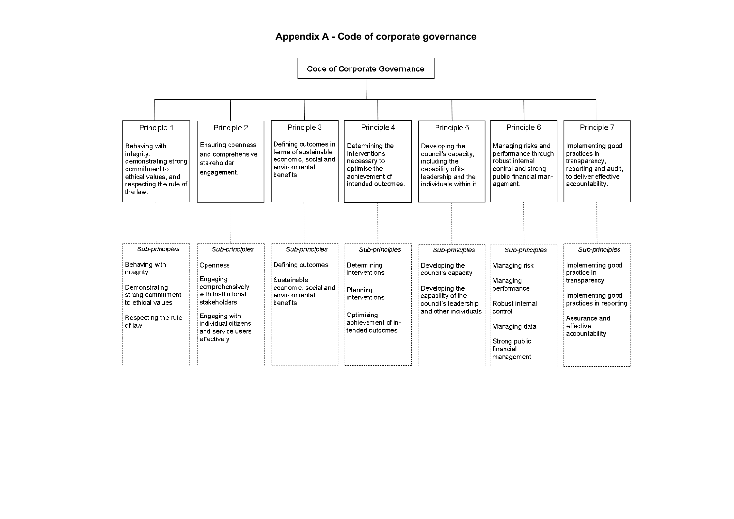# Appendix A - Code of corporate governance

## Code of Corporate Governance

### Principle 1

Behaving with integrity, demonstrating strong commitment to ethical values, and respecting the rule of the law.

*Sub-principles*

- Behaving with integrity
- Demonstrating strong commitment to ethical values
- Respecting the rule of law

### Principle 2

Ensuring openness and comprehensive stakeholder engagement.

*Sub-principles*

- Openness
- Engaging comprehensively with institutional stakeholders
- Engaging with individual citizens and service users effectively

### Principle 3

Defining outcomes in terms of sustainable economic, social and environmental benefits.

*Sub-principles*

- Defining outcomes
- Sustainable economic, social and environmental benefits

### Principle 4

Determining the Interventions necessary to optimise the achievement of intended outcomes.

*Sub-principles*

- Determining interventions
- Planning interventions
- Optimising achievement of intended outcomes

### Principle 5

Developing the council's capacity, including the capability of its leadership and the individuals within it.

*Sub-principles*

- Developing the council's capacity
- Developing the capability of the council's leadership and other individuals

### Principle 6

Managing risks and performance through robust internal control and strong public financial management.

*Sub-principles*

- Managing risk
- Managing performance
- Robust internal control
- Managing data
- Strong public financial management

### Principle 7

Implementing good practices in transparency, reporting and audit, to deliver effective accountability.

*Sub-principles*

- Implementing good practice in transparency
- Implementing good practices in reporting
- Assurance and effective accountability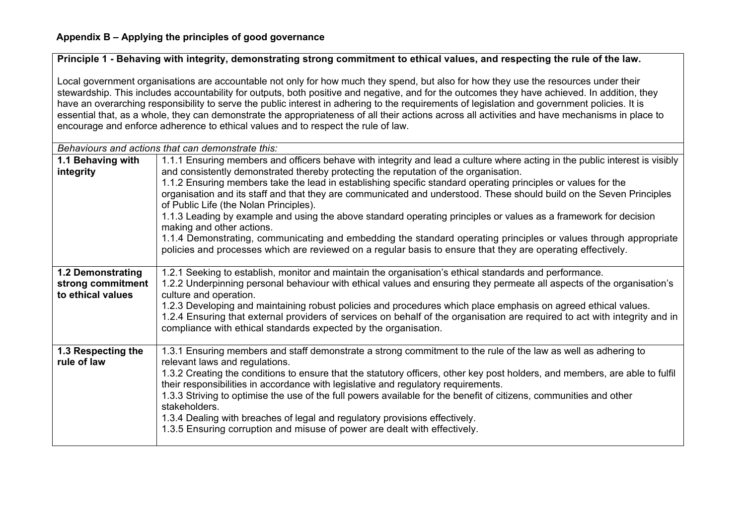## Appendix B – Applying the principles of good governance

| **Principle 1 - Behaving with integrity, demonstrating strong commitment to ethical values, and respecting the rule of the law.** | |
|---|---|
| Local government organisations are accountable not only for how much they spend, but also for how they use the resources under their stewardship. This includes accountability for outputs, both positive and negative, and for the outcomes they have achieved. In addition, they have an overarching responsibility to serve the public interest in adhering to the requirements of legislation and government policies. It is essential that, as a whole, they can demonstrate the appropriateness of all their actions across all activities and have mechanisms in place to encourage and enforce adherence to ethical values and to respect the rule of law. | |
| *Behaviours and actions that can demonstrate this:* | |
| **1.1 Behaving with integrity** | 1.1.1 Ensuring members and officers behave with integrity and lead a culture where acting in the public interest is visibly and consistently demonstrated thereby protecting the reputation of the organisation.<br>1.1.2 Ensuring members take the lead in establishing specific standard operating principles or values for the organisation and its staff and that they are communicated and understood. These should build on the Seven Principles of Public Life (the Nolan Principles).<br>1.1.3 Leading by example and using the above standard operating principles or values as a framework for decision making and other actions.<br>1.1.4 Demonstrating, communicating and embedding the standard operating principles or values through appropriate policies and processes which are reviewed on a regular basis to ensure that they are operating effectively. |
| **1.2 Demonstrating strong commitment to ethical values** | 1.2.1 Seeking to establish, monitor and maintain the organisation's ethical standards and performance.<br>1.2.2 Underpinning personal behaviour with ethical values and ensuring they permeate all aspects of the organisation's culture and operation.<br>1.2.3 Developing and maintaining robust policies and procedures which place emphasis on agreed ethical values.<br>1.2.4 Ensuring that external providers of services on behalf of the organisation are required to act with integrity and in compliance with ethical standards expected by the organisation. |
| **1.3 Respecting the rule of law** | 1.3.1 Ensuring members and staff demonstrate a strong commitment to the rule of the law as well as adhering to relevant laws and regulations.<br>1.3.2 Creating the conditions to ensure that the statutory officers, other key post holders, and members, are able to fulfil their responsibilities in accordance with legislative and regulatory requirements.<br>1.3.3 Striving to optimise the use of the full powers available for the benefit of citizens, communities and other stakeholders.<br>1.3.4 Dealing with breaches of legal and regulatory provisions effectively.<br>1.3.5 Ensuring corruption and misuse of power are dealt with effectively. |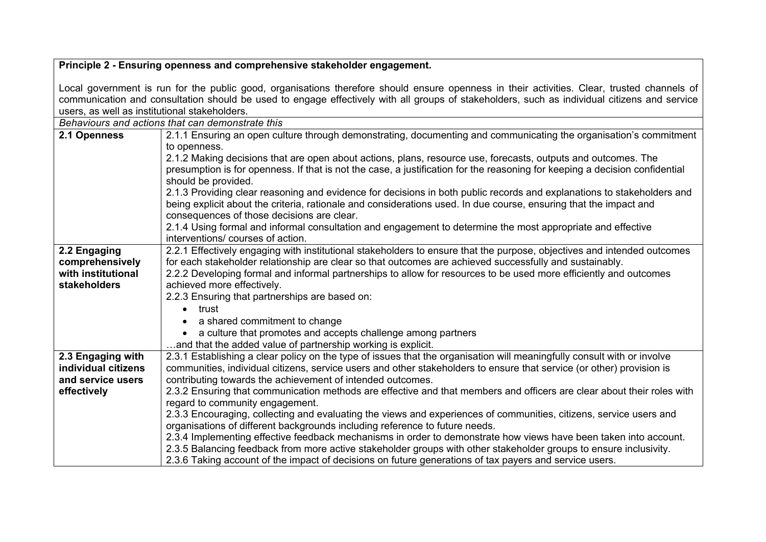**Principle 2 - Ensuring openness and comprehensive stakeholder engagement.**

Local government is run for the public good, organisations therefore should ensure openness in their activities. Clear, trusted channels of communication and consultation should be used to engage effectively with all groups of stakeholders, such as individual citizens and service users, as well as institutional stakeholders.

*Behaviours and actions that can demonstrate this*

| | |
|---|---|
| **2.1 Openness** | 2.1.1 Ensuring an open culture through demonstrating, documenting and communicating the organisation's commitment to openness.<br>2.1.2 Making decisions that are open about actions, plans, resource use, forecasts, outputs and outcomes. The presumption is for openness. If that is not the case, a justification for the reasoning for keeping a decision confidential should be provided.<br>2.1.3 Providing clear reasoning and evidence for decisions in both public records and explanations to stakeholders and being explicit about the criteria, rationale and considerations used. In due course, ensuring that the impact and consequences of those decisions are clear.<br>2.1.4 Using formal and informal consultation and engagement to determine the most appropriate and effective interventions/ courses of action. |
| **2.2 Engaging comprehensively with institutional stakeholders** | 2.2.1 Effectively engaging with institutional stakeholders to ensure that the purpose, objectives and intended outcomes for each stakeholder relationship are clear so that outcomes are achieved successfully and sustainably.<br>2.2.2 Developing formal and informal partnerships to allow for resources to be used more efficiently and outcomes achieved more effectively.<br>2.2.3 Ensuring that partnerships are based on:<br>• trust<br>• a shared commitment to change<br>• a culture that promotes and accepts challenge among partners<br>…and that the added value of partnership working is explicit. |
| **2.3 Engaging with individual citizens and service users effectively** | 2.3.1 Establishing a clear policy on the type of issues that the organisation will meaningfully consult with or involve communities, individual citizens, service users and other stakeholders to ensure that service (or other) provision is contributing towards the achievement of intended outcomes.<br>2.3.2 Ensuring that communication methods are effective and that members and officers are clear about their roles with regard to community engagement.<br>2.3.3 Encouraging, collecting and evaluating the views and experiences of communities, citizens, service users and organisations of different backgrounds including reference to future needs.<br>2.3.4 Implementing effective feedback mechanisms in order to demonstrate how views have been taken into account.<br>2.3.5 Balancing feedback from more active stakeholder groups with other stakeholder groups to ensure inclusivity.<br>2.3.6 Taking account of the impact of decisions on future generations of tax payers and service users. |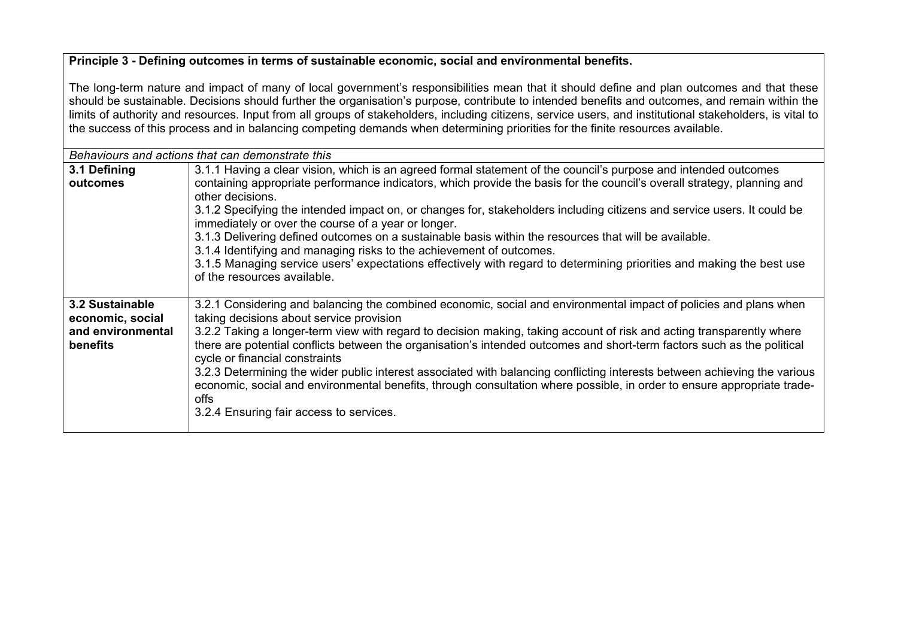**Principle 3 - Defining outcomes in terms of sustainable economic, social and environmental benefits.**

The long-term nature and impact of many of local government's responsibilities mean that it should define and plan outcomes and that these should be sustainable. Decisions should further the organisation's purpose, contribute to intended benefits and outcomes, and remain within the limits of authority and resources. Input from all groups of stakeholders, including citizens, service users, and institutional stakeholders, is vital to the success of this process and in balancing competing demands when determining priorities for the finite resources available.

*Behaviours and actions that can demonstrate this*

| | |
|---|---|
| **3.1 Defining outcomes** | 3.1.1 Having a clear vision, which is an agreed formal statement of the council's purpose and intended outcomes containing appropriate performance indicators, which provide the basis for the council's overall strategy, planning and other decisions.<br>3.1.2 Specifying the intended impact on, or changes for, stakeholders including citizens and service users. It could be immediately or over the course of a year or longer.<br>3.1.3 Delivering defined outcomes on a sustainable basis within the resources that will be available.<br>3.1.4 Identifying and managing risks to the achievement of outcomes.<br>3.1.5 Managing service users' expectations effectively with regard to determining priorities and making the best use of the resources available. |
| **3.2 Sustainable economic, social and environmental benefits** | 3.2.1 Considering and balancing the combined economic, social and environmental impact of policies and plans when taking decisions about service provision<br>3.2.2 Taking a longer-term view with regard to decision making, taking account of risk and acting transparently where there are potential conflicts between the organisation's intended outcomes and short-term factors such as the political cycle or financial constraints<br>3.2.3 Determining the wider public interest associated with balancing conflicting interests between achieving the various economic, social and environmental benefits, through consultation where possible, in order to ensure appropriate trade-offs<br>3.2.4 Ensuring fair access to services. |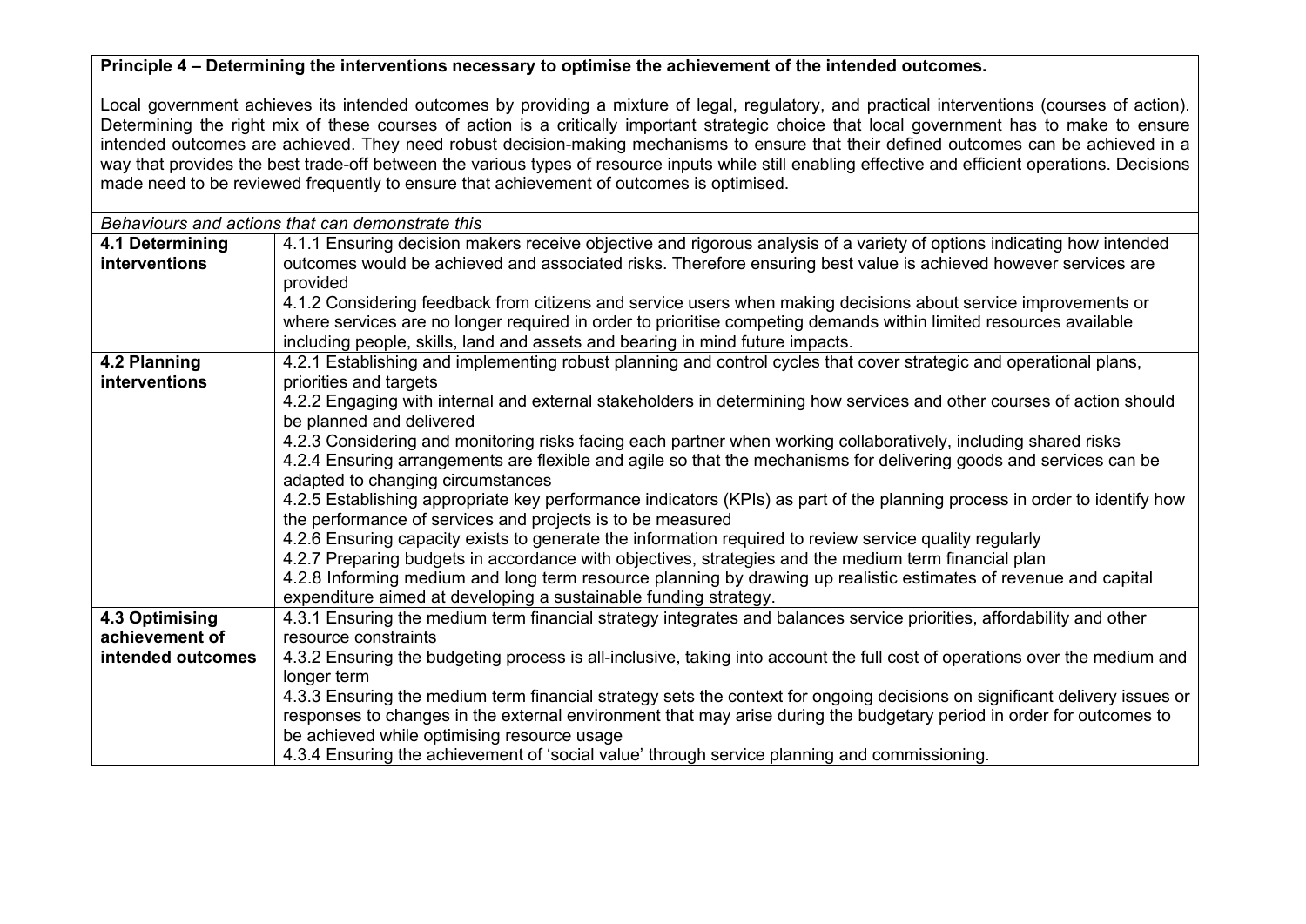**Principle 4 – Determining the interventions necessary to optimise the achievement of the intended outcomes.**

Local government achieves its intended outcomes by providing a mixture of legal, regulatory, and practical interventions (courses of action). Determining the right mix of these courses of action is a critically important strategic choice that local government has to make to ensure intended outcomes are achieved. They need robust decision-making mechanisms to ensure that their defined outcomes can be achieved in a way that provides the best trade-off between the various types of resource inputs while still enabling effective and efficient operations. Decisions made need to be reviewed frequently to ensure that achievement of outcomes is optimised.

*Behaviours and actions that can demonstrate this*

| | |
|---|---|
| **4.1 Determining interventions** | 4.1.1 Ensuring decision makers receive objective and rigorous analysis of a variety of options indicating how intended outcomes would be achieved and associated risks. Therefore ensuring best value is achieved however services are provided<br>4.1.2 Considering feedback from citizens and service users when making decisions about service improvements or where services are no longer required in order to prioritise competing demands within limited resources available including people, skills, land and assets and bearing in mind future impacts. |
| **4.2 Planning interventions** | 4.2.1 Establishing and implementing robust planning and control cycles that cover strategic and operational plans, priorities and targets<br>4.2.2 Engaging with internal and external stakeholders in determining how services and other courses of action should be planned and delivered<br>4.2.3 Considering and monitoring risks facing each partner when working collaboratively, including shared risks<br>4.2.4 Ensuring arrangements are flexible and agile so that the mechanisms for delivering goods and services can be adapted to changing circumstances<br>4.2.5 Establishing appropriate key performance indicators (KPIs) as part of the planning process in order to identify how the performance of services and projects is to be measured<br>4.2.6 Ensuring capacity exists to generate the information required to review service quality regularly<br>4.2.7 Preparing budgets in accordance with objectives, strategies and the medium term financial plan<br>4.2.8 Informing medium and long term resource planning by drawing up realistic estimates of revenue and capital expenditure aimed at developing a sustainable funding strategy. |
| **4.3 Optimising achievement of intended outcomes** | 4.3.1 Ensuring the medium term financial strategy integrates and balances service priorities, affordability and other resource constraints<br>4.3.2 Ensuring the budgeting process is all-inclusive, taking into account the full cost of operations over the medium and longer term<br>4.3.3 Ensuring the medium term financial strategy sets the context for ongoing decisions on significant delivery issues or responses to changes in the external environment that may arise during the budgetary period in order for outcomes to be achieved while optimising resource usage<br>4.3.4 Ensuring the achievement of 'social value' through service planning and commissioning. |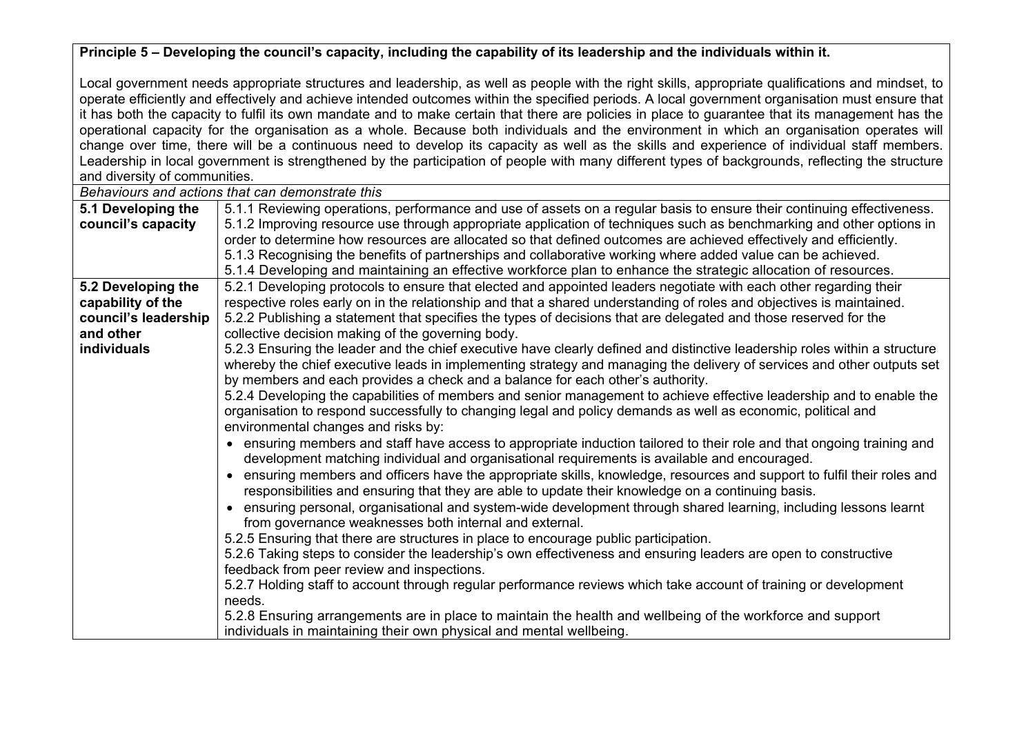| **Principle 5 – Developing the council's capacity, including the capability of its leadership and the individuals within it.**<br><br>Local government needs appropriate structures and leadership, as well as people with the right skills, appropriate qualifications and mindset, to operate efficiently and effectively and achieve intended outcomes within the specified periods. A local government organisation must ensure that it has both the capacity to fulfil its own mandate and to make certain that there are policies in place to guarantee that its management has the operational capacity for the organisation as a whole. Because both individuals and the environment in which an organisation operates will change over time, there will be a continuous need to develop its capacity as well as the skills and experience of individual staff members. Leadership in local government is strengthened by the participation of people with many different types of backgrounds, reflecting the structure and diversity of communities. | |
|---|---|
| *Behaviours and actions that can demonstrate this* | |
| **5.1 Developing the council's capacity** | 5.1.1 Reviewing operations, performance and use of assets on a regular basis to ensure their continuing effectiveness.<br>5.1.2 Improving resource use through appropriate application of techniques such as benchmarking and other options in order to determine how resources are allocated so that defined outcomes are achieved effectively and efficiently.<br>5.1.3 Recognising the benefits of partnerships and collaborative working where added value can be achieved.<br>5.1.4 Developing and maintaining an effective workforce plan to enhance the strategic allocation of resources. |
| **5.2 Developing the capability of the council's leadership and other individuals** | 5.2.1 Developing protocols to ensure that elected and appointed leaders negotiate with each other regarding their respective roles early on in the relationship and that a shared understanding of roles and objectives is maintained.<br>5.2.2 Publishing a statement that specifies the types of decisions that are delegated and those reserved for the collective decision making of the governing body.<br>5.2.3 Ensuring the leader and the chief executive have clearly defined and distinctive leadership roles within a structure whereby the chief executive leads in implementing strategy and managing the delivery of services and other outputs set by members and each provides a check and a balance for each other's authority.<br>5.2.4 Developing the capabilities of members and senior management to achieve effective leadership and to enable the organisation to respond successfully to changing legal and policy demands as well as economic, political and environmental changes and risks by:<br>• ensuring members and staff have access to appropriate induction tailored to their role and that ongoing training and development matching individual and organisational requirements is available and encouraged.<br>• ensuring members and officers have the appropriate skills, knowledge, resources and support to fulfil their roles and responsibilities and ensuring that they are able to update their knowledge on a continuing basis.<br>• ensuring personal, organisational and system-wide development through shared learning, including lessons learnt from governance weaknesses both internal and external.<br>5.2.5 Ensuring that there are structures in place to encourage public participation.<br>5.2.6 Taking steps to consider the leadership's own effectiveness and ensuring leaders are open to constructive feedback from peer review and inspections.<br>5.2.7 Holding staff to account through regular performance reviews which take account of training or development needs.<br>5.2.8 Ensuring arrangements are in place to maintain the health and wellbeing of the workforce and support individuals in maintaining their own physical and mental wellbeing. |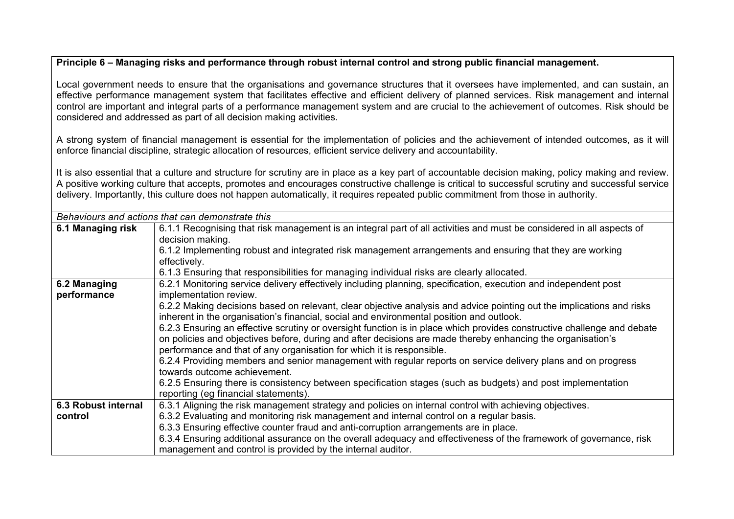**Principle 6 – Managing risks and performance through robust internal control and strong public financial management.**

Local government needs to ensure that the organisations and governance structures that it oversees have implemented, and can sustain, an effective performance management system that facilitates effective and efficient delivery of planned services. Risk management and internal control are important and integral parts of a performance management system and are crucial to the achievement of outcomes. Risk should be considered and addressed as part of all decision making activities.

A strong system of financial management is essential for the implementation of policies and the achievement of intended outcomes, as it will enforce financial discipline, strategic allocation of resources, efficient service delivery and accountability.

It is also essential that a culture and structure for scrutiny are in place as a key part of accountable decision making, policy making and review. A positive working culture that accepts, promotes and encourages constructive challenge is critical to successful scrutiny and successful service delivery. Importantly, this culture does not happen automatically, it requires repeated public commitment from those in authority.

*Behaviours and actions that can demonstrate this*

| | |
|---|---|
| **6.1 Managing risk** | 6.1.1 Recognising that risk management is an integral part of all activities and must be considered in all aspects of decision making.<br>6.1.2 Implementing robust and integrated risk management arrangements and ensuring that they are working effectively.<br>6.1.3 Ensuring that responsibilities for managing individual risks are clearly allocated. |
| **6.2 Managing performance** | 6.2.1 Monitoring service delivery effectively including planning, specification, execution and independent post implementation review.<br>6.2.2 Making decisions based on relevant, clear objective analysis and advice pointing out the implications and risks inherent in the organisation's financial, social and environmental position and outlook.<br>6.2.3 Ensuring an effective scrutiny or oversight function is in place which provides constructive challenge and debate on policies and objectives before, during and after decisions are made thereby enhancing the organisation's performance and that of any organisation for which it is responsible.<br>6.2.4 Providing members and senior management with regular reports on service delivery plans and on progress towards outcome achievement.<br>6.2.5 Ensuring there is consistency between specification stages (such as budgets) and post implementation reporting (eg financial statements). |
| **6.3 Robust internal control** | 6.3.1 Aligning the risk management strategy and policies on internal control with achieving objectives.<br>6.3.2 Evaluating and monitoring risk management and internal control on a regular basis.<br>6.3.3 Ensuring effective counter fraud and anti-corruption arrangements are in place.<br>6.3.4 Ensuring additional assurance on the overall adequacy and effectiveness of the framework of governance, risk management and control is provided by the internal auditor. |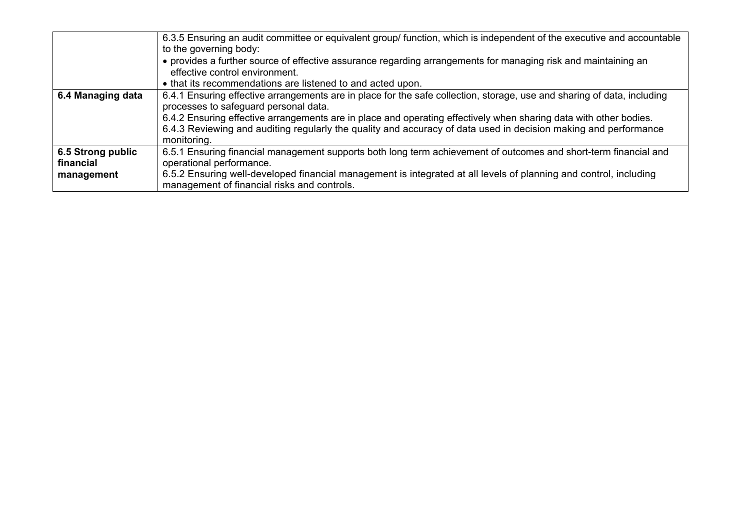| | |
|---|---|
| | 6.3.5 Ensuring an audit committee or equivalent group/ function, which is independent of the executive and accountable to the governing body:<br>• provides a further source of effective assurance regarding arrangements for managing risk and maintaining an effective control environment.<br>• that its recommendations are listened to and acted upon. |
| **6.4 Managing data** | 6.4.1 Ensuring effective arrangements are in place for the safe collection, storage, use and sharing of data, including processes to safeguard personal data.<br>6.4.2 Ensuring effective arrangements are in place and operating effectively when sharing data with other bodies.<br>6.4.3 Reviewing and auditing regularly the quality and accuracy of data used in decision making and performance monitoring. |
| **6.5 Strong public financial management** | 6.5.1 Ensuring financial management supports both long term achievement of outcomes and short-term financial and operational performance.<br>6.5.2 Ensuring well-developed financial management is integrated at all levels of planning and control, including management of financial risks and controls. |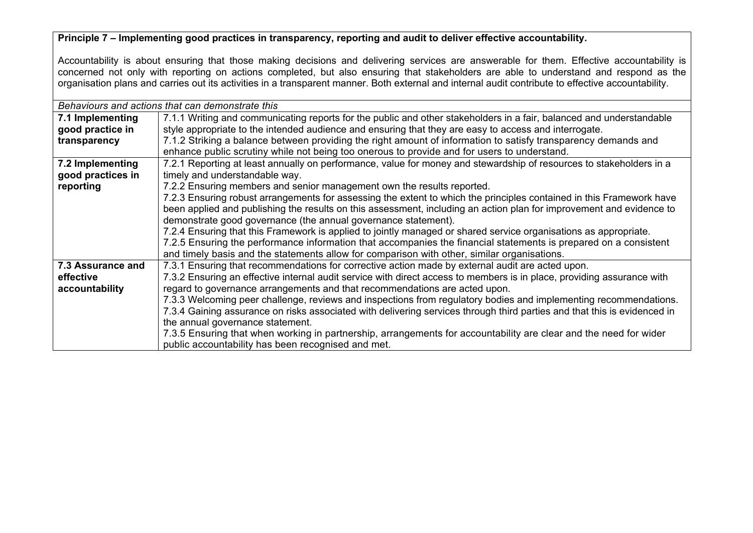**Principle 7 – Implementing good practices in transparency, reporting and audit to deliver effective accountability.**

Accountability is about ensuring that those making decisions and delivering services are answerable for them. Effective accountability is concerned not only with reporting on actions completed, but also ensuring that stakeholders are able to understand and respond as the organisation plans and carries out its activities in a transparent manner. Both external and internal audit contribute to effective accountability.

*Behaviours and actions that can demonstrate this*

| | |
|---|---|
| **7.1 Implementing good practice in transparency** | 7.1.1 Writing and communicating reports for the public and other stakeholders in a fair, balanced and understandable style appropriate to the intended audience and ensuring that they are easy to access and interrogate.<br>7.1.2 Striking a balance between providing the right amount of information to satisfy transparency demands and enhance public scrutiny while not being too onerous to provide and for users to understand. |
| **7.2 Implementing good practices in reporting** | 7.2.1 Reporting at least annually on performance, value for money and stewardship of resources to stakeholders in a timely and understandable way.<br>7.2.2 Ensuring members and senior management own the results reported.<br>7.2.3 Ensuring robust arrangements for assessing the extent to which the principles contained in this Framework have been applied and publishing the results on this assessment, including an action plan for improvement and evidence to demonstrate good governance (the annual governance statement).<br>7.2.4 Ensuring that this Framework is applied to jointly managed or shared service organisations as appropriate.<br>7.2.5 Ensuring the performance information that accompanies the financial statements is prepared on a consistent and timely basis and the statements allow for comparison with other, similar organisations. |
| **7.3 Assurance and effective accountability** | 7.3.1 Ensuring that recommendations for corrective action made by external audit are acted upon.<br>7.3.2 Ensuring an effective internal audit service with direct access to members is in place, providing assurance with regard to governance arrangements and that recommendations are acted upon.<br>7.3.3 Welcoming peer challenge, reviews and inspections from regulatory bodies and implementing recommendations.<br>7.3.4 Gaining assurance on risks associated with delivering services through third parties and that this is evidenced in the annual governance statement.<br>7.3.5 Ensuring that when working in partnership, arrangements for accountability are clear and the need for wider public accountability has been recognised and met. |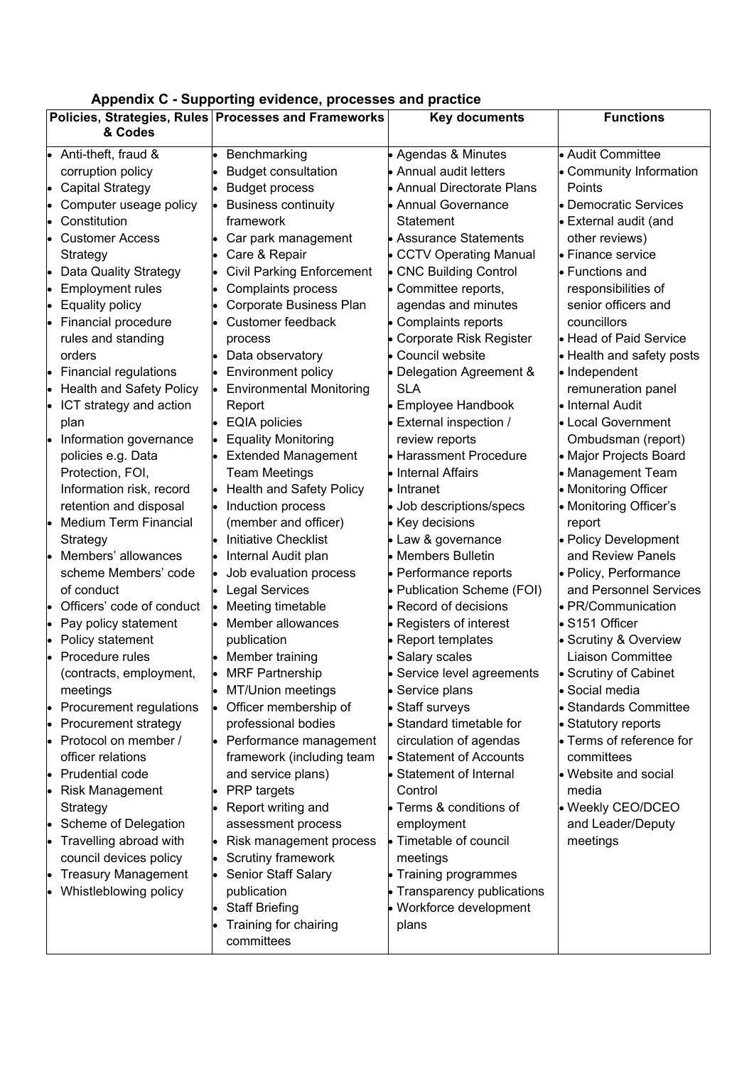## Appendix C - Supporting evidence, processes and practice

| Policies, Strategies, Rules & Codes | Processes and Frameworks | Key documents | Functions |
|---|---|---|---|
| • Anti-theft, fraud & corruption policy<br>• Capital Strategy<br>• Computer useage policy<br>• Constitution<br>• Customer Access Strategy<br>• Data Quality Strategy<br>• Employment rules<br>• Equality policy<br>• Financial procedure rules and standing orders<br>• Financial regulations<br>• Health and Safety Policy<br>• ICT strategy and action plan<br>• Information governance policies e.g. Data Protection, FOI, Information risk, record retention and disposal<br>• Medium Term Financial Strategy<br>• Members' allowances scheme Members' code of conduct<br>• Officers' code of conduct<br>• Pay policy statement<br>• Policy statement<br>• Procedure rules (contracts, employment, meetings<br>• Procurement regulations<br>• Procurement strategy<br>• Protocol on member / officer relations<br>• Prudential code<br>• Risk Management Strategy<br>• Scheme of Delegation<br>• Travelling abroad with council devices policy<br>• Treasury Management<br>• Whistleblowing policy | • Benchmarking<br>• Budget consultation<br>• Budget process<br>• Business continuity framework<br>• Car park management<br>• Care & Repair<br>• Civil Parking Enforcement<br>• Complaints process<br>• Corporate Business Plan<br>• Customer feedback process<br>• Data observatory<br>• Environment policy<br>• Environmental Monitoring Report<br>• EQIA policies<br>• Equality Monitoring<br>• Extended Management Team Meetings<br>• Health and Safety Policy<br>• Induction process (member and officer)<br>• Initiative Checklist<br>• Internal Audit plan<br>• Job evaluation process<br>• Legal Services<br>• Meeting timetable<br>• Member allowances publication<br>• Member training<br>• MRF Partnership<br>• MT/Union meetings<br>• Officer membership of professional bodies<br>• Performance management framework (including team and service plans)<br>• PRP targets<br>• Report writing and assessment process<br>• Risk management process<br>• Scrutiny framework<br>• Senior Staff Salary publication<br>• Staff Briefing<br>• Training for chairing committees | • Agendas & Minutes<br>• Annual audit letters<br>• Annual Directorate Plans<br>• Annual Governance Statement<br>• Assurance Statements<br>• CCTV Operating Manual<br>• CNC Building Control<br>• Committee reports, agendas and minutes<br>• Complaints reports<br>• Corporate Risk Register<br>• Council website<br>• Delegation Agreement & SLA<br>• Employee Handbook<br>• External inspection / review reports<br>• Harassment Procedure<br>• Internal Affairs<br>• Intranet<br>• Job descriptions/specs<br>• Key decisions<br>• Law & governance<br>• Members Bulletin<br>• Performance reports<br>• Publication Scheme (FOI)<br>• Record of decisions<br>• Registers of interest<br>• Report templates<br>• Salary scales<br>• Service level agreements<br>• Service plans<br>• Staff surveys<br>• Standard timetable for circulation of agendas<br>• Statement of Accounts<br>• Statement of Internal Control<br>• Terms & conditions of employment<br>• Timetable of council meetings<br>• Training programmes<br>• Transparency publications<br>• Workforce development plans | • Audit Committee<br>• Community Information Points<br>• Democratic Services<br>• External audit (and other reviews)<br>• Finance service<br>• Functions and responsibilities of senior officers and councillors<br>• Head of Paid Service<br>• Health and safety posts<br>• Independent remuneration panel<br>• Internal Audit<br>• Local Government Ombudsman (report)<br>• Major Projects Board<br>• Management Team<br>• Monitoring Officer<br>• Monitoring Officer's report<br>• Policy Development and Review Panels<br>• Policy, Performance and Personnel Services<br>• PR/Communication<br>• S151 Officer<br>• Scrutiny & Overview Liaison Committee<br>• Scrutiny of Cabinet<br>• Social media<br>• Standards Committee<br>• Statutory reports<br>• Terms of reference for committees<br>• Website and social media<br>• Weekly CEO/DCEO and Leader/Deputy meetings |